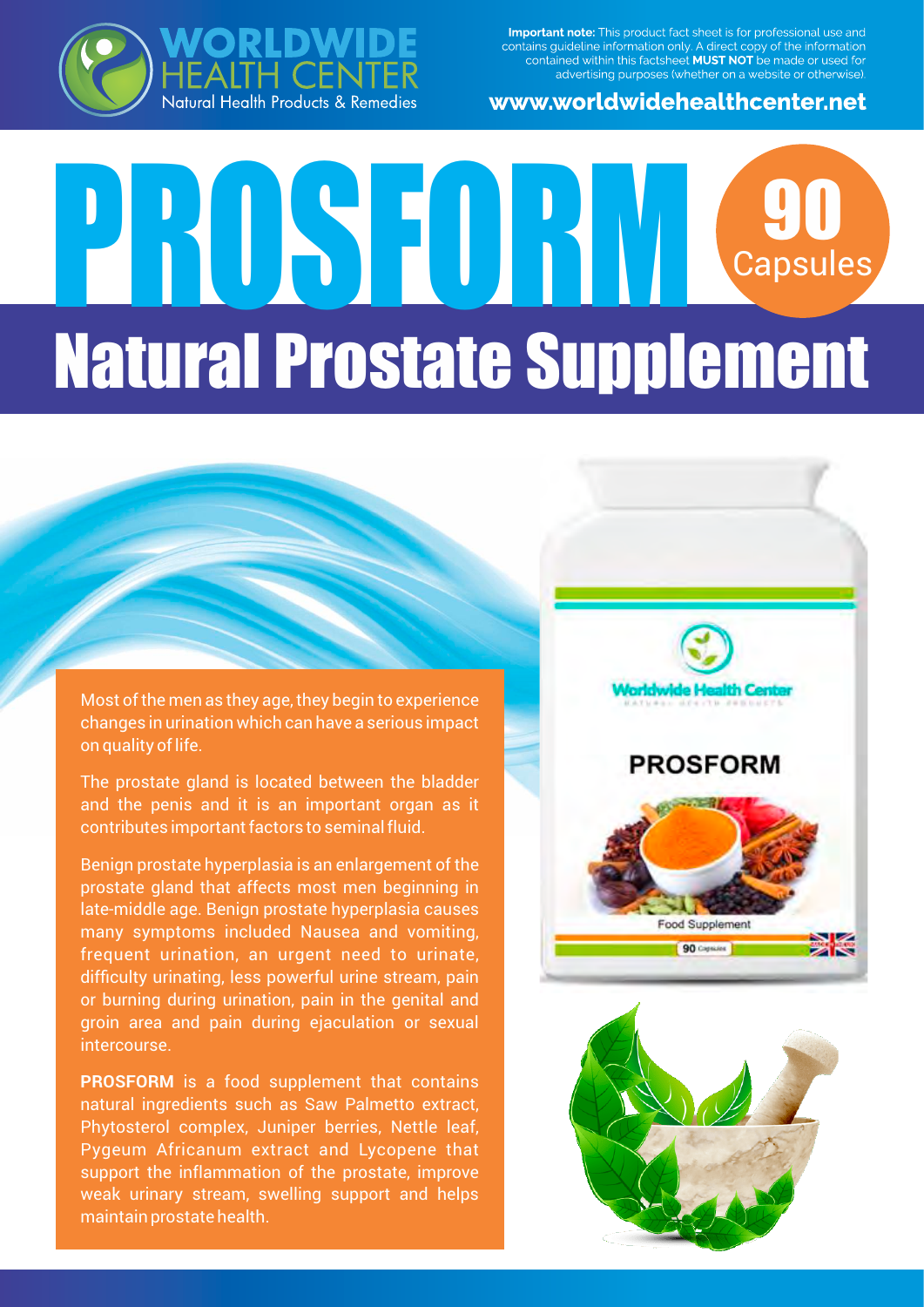**WORLDWIDE HEALTH CENTER**
Natural Health Products & Remedies

**Important note:** This product fact sheet is for professional use and contains guideline information only. A direct copy of the information contained within this factsheet **MUST NOT** be made or used for advertising purposes (whether on a website or otherwise).

**www.worldwidehealthcenter.net**

# PROSFORM

90 Capsules

## Natural Prostate Supplement

Most of the men as they age, they begin to experience changes in urination which can have a serious impact on quality of life.

The prostate gland is located between the bladder and the penis and it is an important organ as it contributes important factors to seminal fluid.

Benign prostate hyperplasia is an enlargement of the prostate gland that affects most men beginning in late-middle age. Benign prostate hyperplasia causes many symptoms included Nausea and vomiting, frequent urination, an urgent need to urinate, difficulty urinating, less powerful urine stream, pain or burning during urination, pain in the genital and groin area and pain during ejaculation or sexual intercourse.

**PROSFORM** is a food supplement that contains natural ingredients such as Saw Palmetto extract, Phytosterol complex, Juniper berries, Nettle leaf, Pygeum Africanum extract and Lycopene that support the inflammation of the prostate, improve weak urinary stream, swelling support and helps maintain prostate health.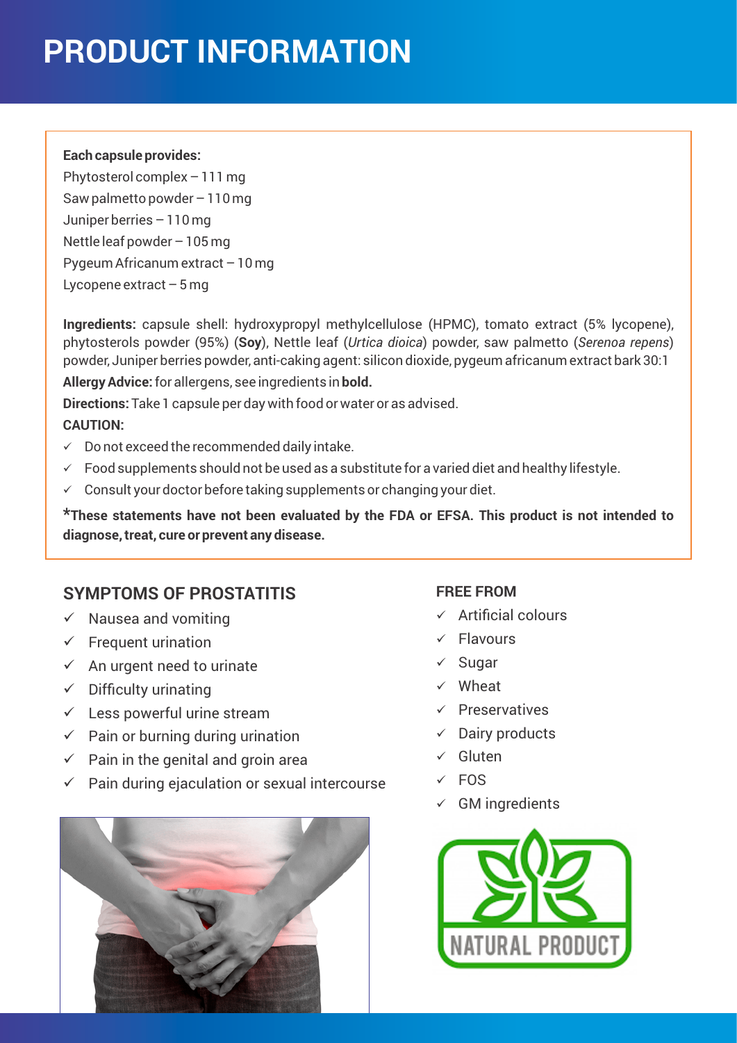# PRODUCT INFORMATION

**Each capsule provides:**

Phytosterol complex – 111 mg
Saw palmetto powder – 110 mg
Juniper berries – 110 mg
Nettle leaf powder – 105 mg
Pygeum Africanum extract – 10 mg
Lycopene extract – 5 mg

**Ingredients:** capsule shell: hydroxypropyl methylcellulose (HPMC), tomato extract (5% lycopene), phytosterols powder (95%) (**Soy**), Nettle leaf (*Urtica dioica*) powder, saw palmetto (*Serenoa repens*) powder, Juniper berries powder, anti-caking agent: silicon dioxide, pygeum africanum extract bark 30:1

**Allergy Advice:** for allergens, see ingredients in **bold.**

**Directions:** Take 1 capsule per day with food or water or as advised.

**CAUTION:**

- ✓ Do not exceed the recommended daily intake.
- ✓ Food supplements should not be used as a substitute for a varied diet and healthy lifestyle.
- ✓ Consult your doctor before taking supplements or changing your diet.

***These statements have not been evaluated by the FDA or EFSA. This product is not intended to diagnose, treat, cure or prevent any disease.**

## SYMPTOMS OF PROSTATITIS

- ✓ Nausea and vomiting
- ✓ Frequent urination
- ✓ An urgent need to urinate
- ✓ Difficulty urinating
- ✓ Less powerful urine stream
- ✓ Pain or burning during urination
- ✓ Pain in the genital and groin area
- ✓ Pain during ejaculation or sexual intercourse

### FREE FROM

- ✓ Artificial colours
- ✓ Flavours
- ✓ Sugar
- ✓ Wheat
- ✓ Preservatives
- ✓ Dairy products
- ✓ Gluten
- ✓ FOS
- ✓ GM ingredients

NATURAL PRODUCT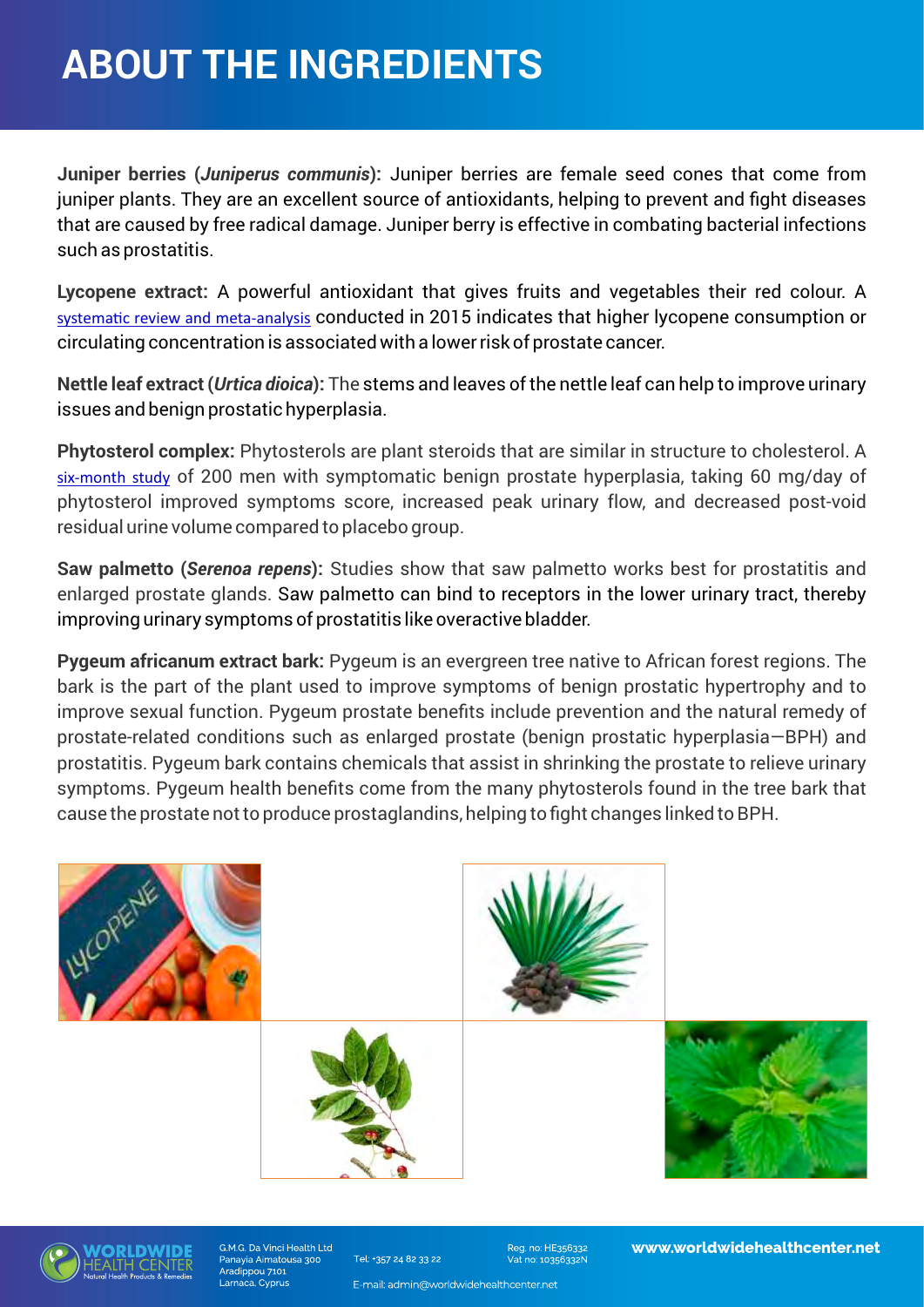# ABOUT THE INGREDIENTS

**Juniper berries (*Juniperus communis*):** Juniper berries are female seed cones that come from juniper plants. They are an excellent source of antioxidants, helping to prevent and fight diseases that are caused by free radical damage. Juniper berry is effective in combating bacterial infections such as prostatitis.

**Lycopene extract:** A powerful antioxidant that gives fruits and vegetables their red colour. A systematic review and meta-analysis conducted in 2015 indicates that higher lycopene consumption or circulating concentration is associated with a lower risk of prostate cancer.

**Nettle leaf extract (*Urtica dioica*):** The stems and leaves of the nettle leaf can help to improve urinary issues and benign prostatic hyperplasia.

**Phytosterol complex:** Phytosterols are plant steroids that are similar in structure to cholesterol. A six-month study of 200 men with symptomatic benign prostate hyperplasia, taking 60 mg/day of phytosterol improved symptoms score, increased peak urinary flow, and decreased post-void residual urine volume compared to placebo group.

**Saw palmetto (*Serenoa repens*):** Studies show that saw palmetto works best for prostatitis and enlarged prostate glands. Saw palmetto can bind to receptors in the lower urinary tract, thereby improving urinary symptoms of prostatitis like overactive bladder.

**Pygeum africanum extract bark:** Pygeum is an evergreen tree native to African forest regions. The bark is the part of the plant used to improve symptoms of benign prostatic hypertrophy and to improve sexual function. Pygeum prostate benefits include prevention and the natural remedy of prostate-related conditions such as enlarged prostate (benign prostatic hyperplasia—BPH) and prostatitis. Pygeum bark contains chemicals that assist in shrinking the prostate to relieve urinary symptoms. Pygeum health benefits come from the many phytosterols found in the tree bark that cause the prostate not to produce prostaglandins, helping to fight changes linked to BPH.

WORLDWIDE HEALTH CENTER
Natural Health Products & Remedies

G.M.G. Da Vinci Health Ltd
Panayia Aimatousa 300
Aradippou 7101
Larnaca, Cyprus

Tel: +357 24 82 33 22

E-mail: admin@worldwidehealthcenter.net

Reg. no: HE356332
Vat no: 10356332N

www.worldwidehealthcenter.net